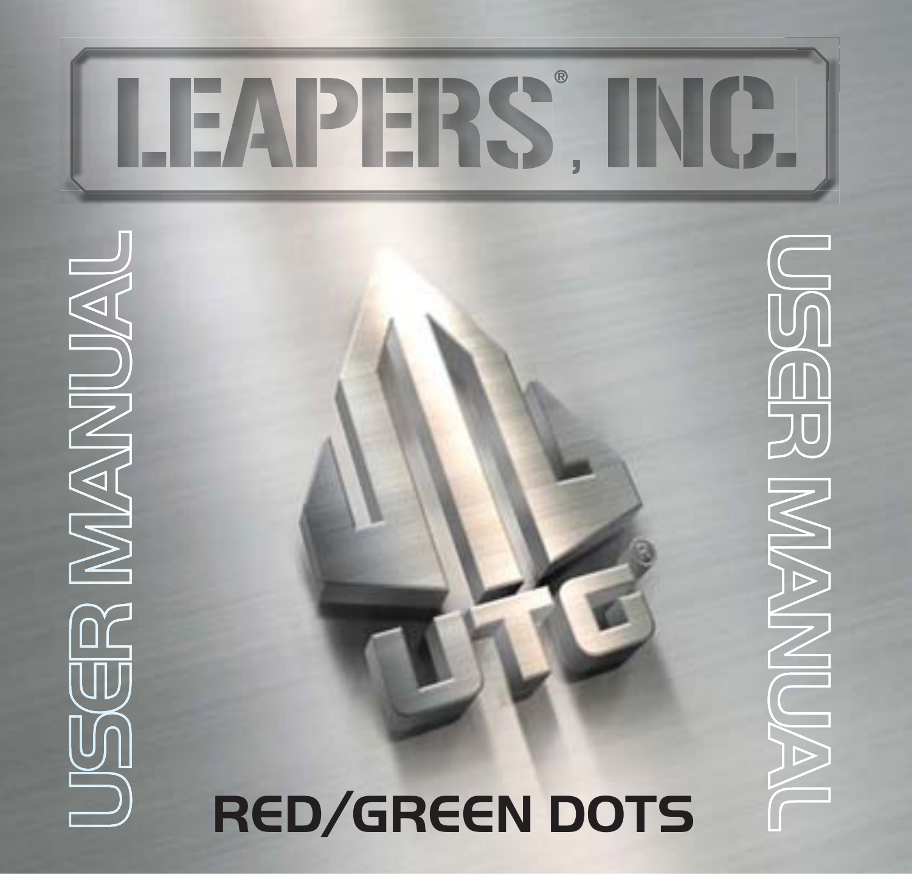# LEAPERS®, INC.

USER MANUAL

UTG®

USER MANUAL

## RED/GREEN DOTS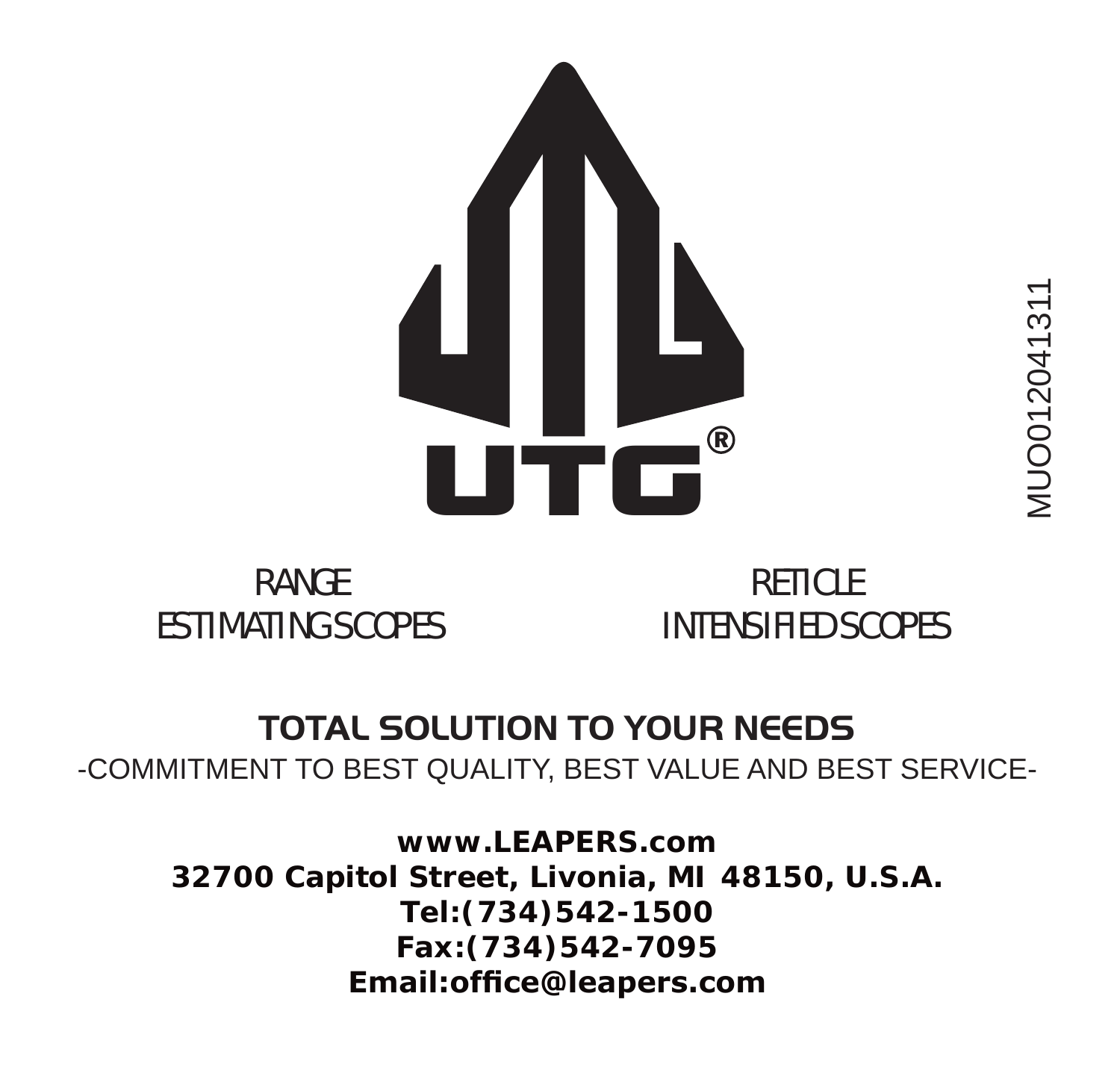UTG®

MUO012041311

RANGE
ESTIMATING SCOPES

RETICLE
INTENSIFIED SCOPES

## TOTAL SOLUTION TO YOUR NEEDS

-COMMITMENT TO BEST QUALITY, BEST VALUE AND BEST SERVICE-

**www.LEAPERS.com**
**32700 Capitol Street, Livonia, MI 48150, U.S.A.**
**Tel:(734)542-1500**
**Fax:(734)542-7095**
**Email:office@leapers.com**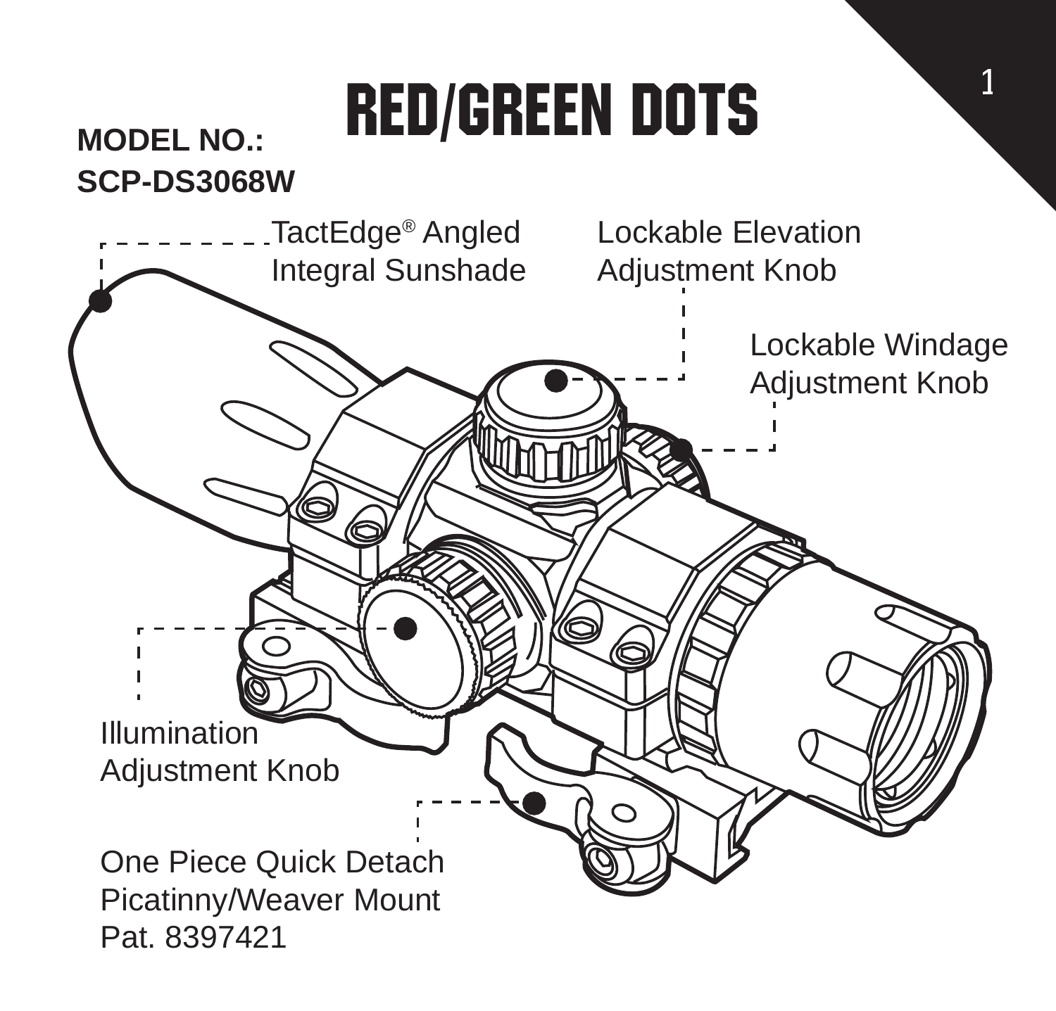# RED/GREEN DOTS

**MODEL NO.: SCP-DS3068W**

TactEdge® Angled Integral Sunshade

Lockable Elevation Adjustment Knob

Lockable Windage Adjustment Knob

Illumination Adjustment Knob

One Piece Quick Detach Picatinny/Weaver Mount Pat. 8397421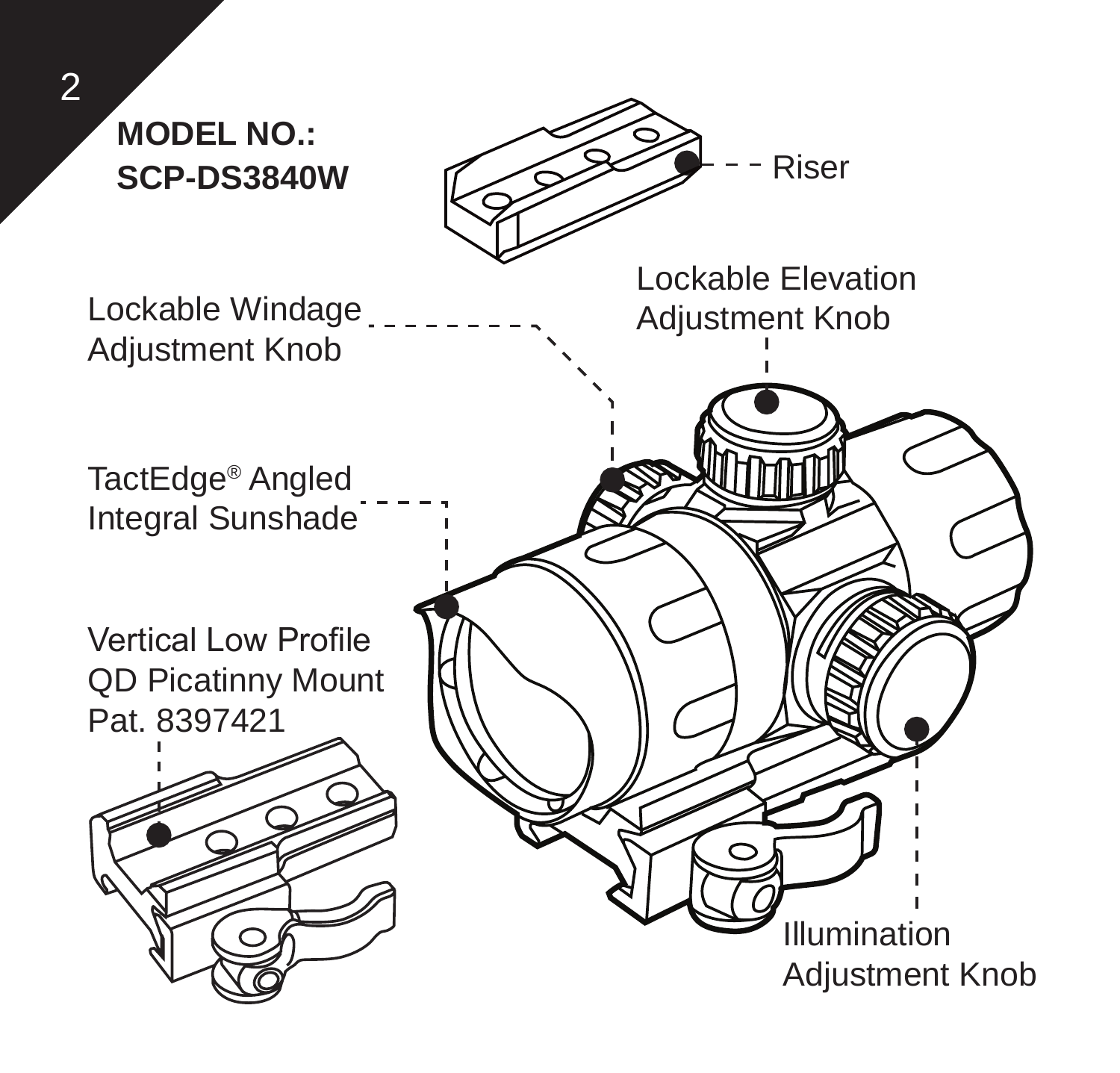**MODEL NO.:**
**SCP-DS3840W**

Riser

Lockable Elevation Adjustment Knob

Lockable Windage Adjustment Knob

TactEdge® Angled Integral Sunshade

Vertical Low Profile QD Picatinny Mount Pat. 8397421

Illumination Adjustment Knob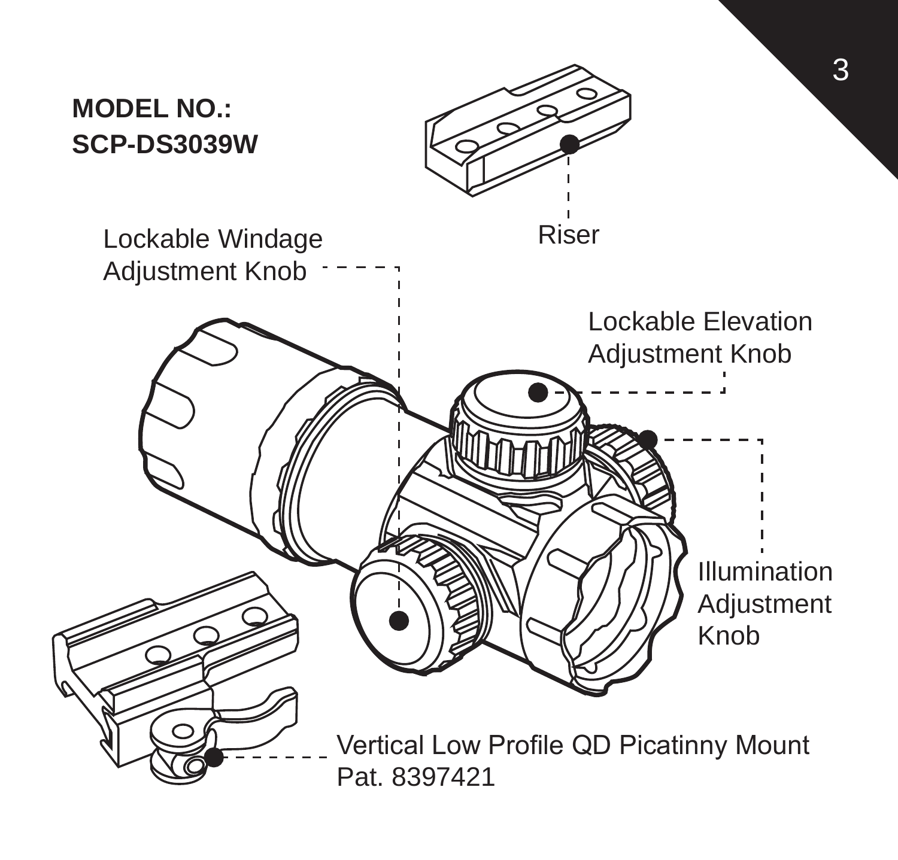**MODEL NO.:**
**SCP-DS3039W**

Riser

Lockable Windage Adjustment Knob

Lockable Elevation Adjustment Knob

Illumination Adjustment Knob

Vertical Low Profile QD Picatinny Mount
Pat. 8397421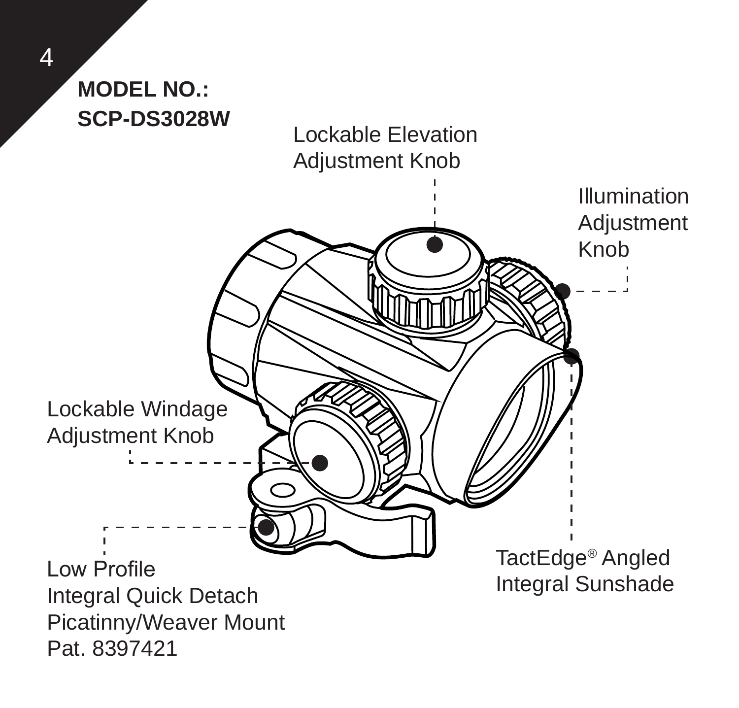**MODEL NO.:**
**SCP-DS3028W**

Lockable Elevation Adjustment Knob

Illumination Adjustment Knob

Lockable Windage Adjustment Knob

Low Profile
Integral Quick Detach
Picatinny/Weaver Mount
Pat. 8397421

TactEdge® Angled Integral Sunshade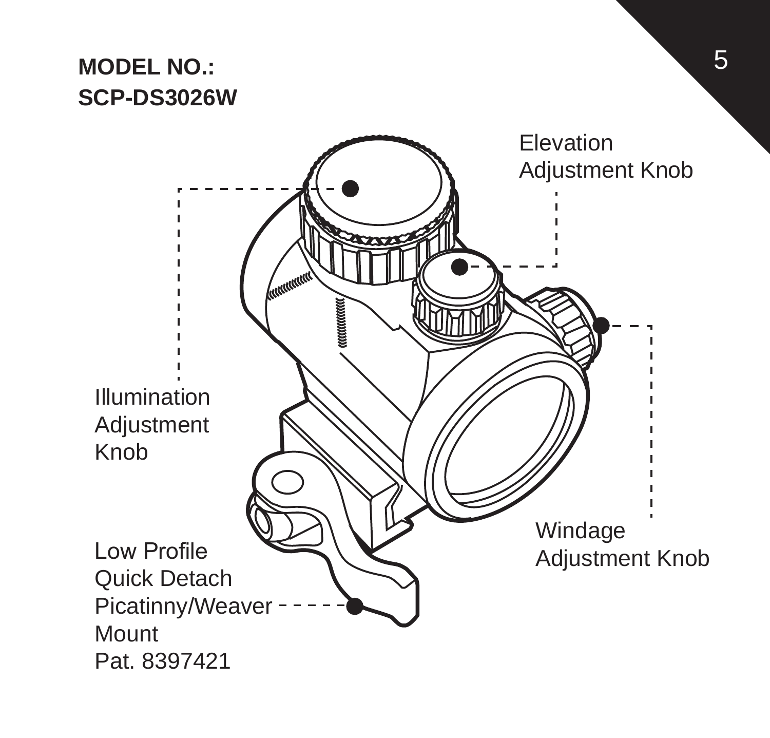**MODEL NO.:**
**SCP-DS3026W**

Elevation Adjustment Knob

Illumination Adjustment Knob

Windage Adjustment Knob

Low Profile Quick Detach Picatinny/Weaver Mount
Pat. 8397421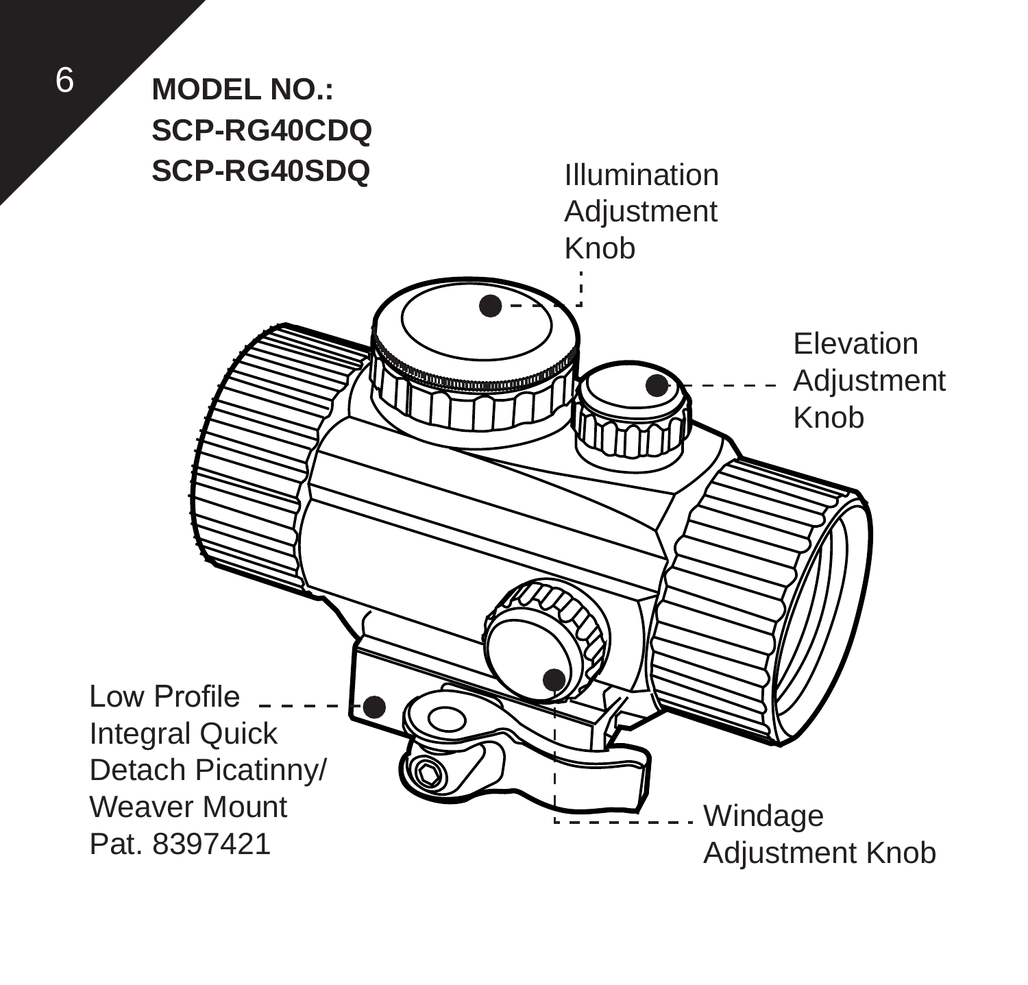**MODEL NO.:**
**SCP-RG40CDQ**
**SCP-RG40SDQ**

Illumination Adjustment Knob

Elevation Adjustment Knob

Low Profile Integral Quick Detach Picatinny/ Weaver Mount Pat. 8397421

Windage Adjustment Knob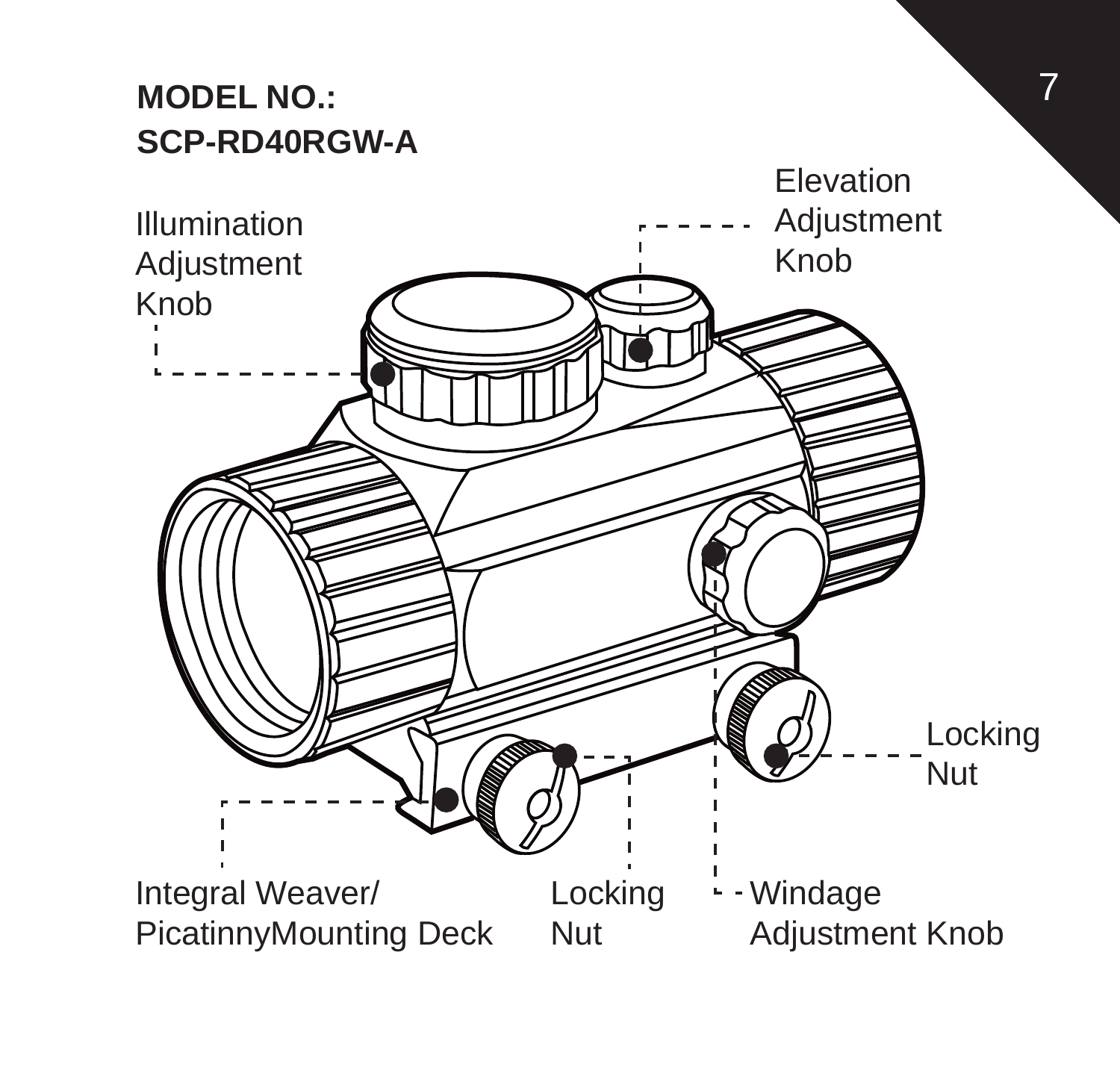**MODEL NO.:**
**SCP-RD40RGW-A**

Illumination Adjustment Knob

Elevation Adjustment Knob

Locking Nut

Integral Weaver/ PicatinnyMounting Deck

Locking Nut

Windage Adjustment Knob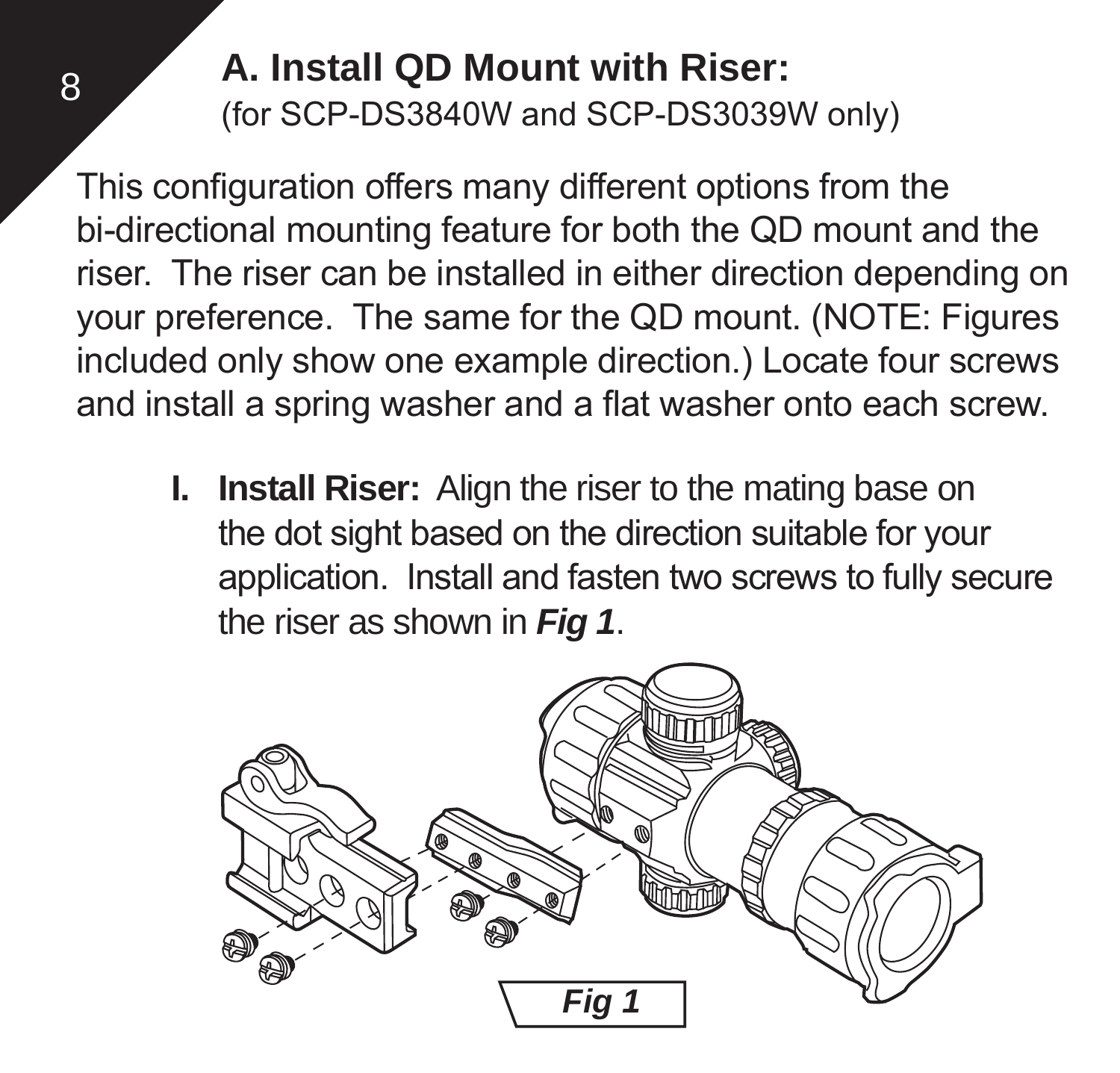## A. Install QD Mount with Riser:

(for SCP-DS3840W and SCP-DS3039W only)

This configuration offers many different options from the bi-directional mounting feature for both the QD mount and the riser. The riser can be installed in either direction depending on your preference. The same for the QD mount. (NOTE: Figures included only show one example direction.) Locate four screws and install a spring washer and a flat washer onto each screw.

I. **Install Riser:** Align the riser to the mating base on the dot sight based on the direction suitable for your application. Install and fasten two screws to fully secure the riser as shown in ***Fig 1***.

***Fig 1***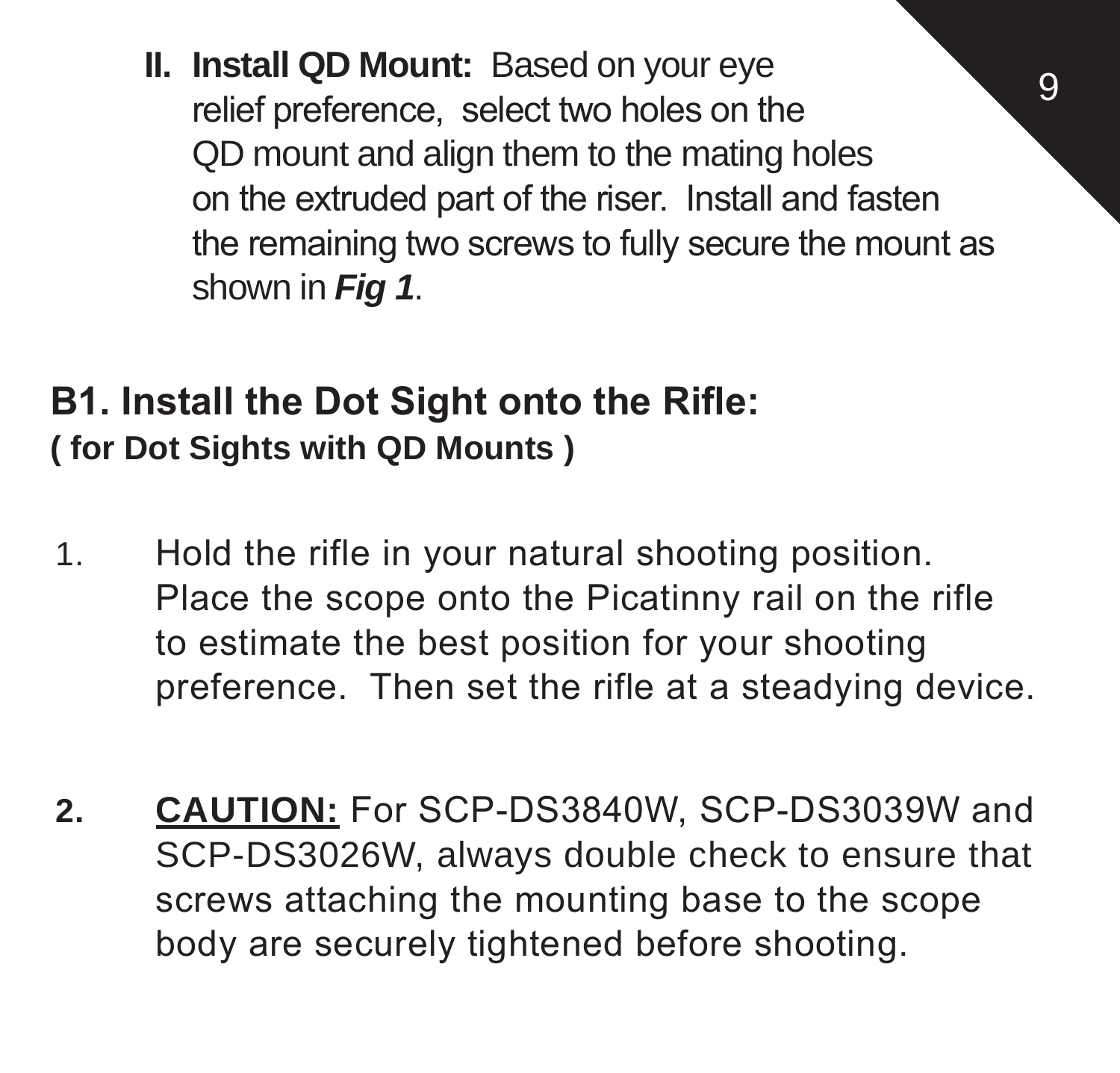**II. Install QD Mount:** Based on your eye relief preference, select two holes on the QD mount and align them to the mating holes on the extruded part of the riser. Install and fasten the remaining two screws to fully secure the mount as shown in ***Fig 1***.

## B1. Install the Dot Sight onto the Rifle:

**( for Dot Sights with QD Mounts )**

1. Hold the rifle in your natural shooting position. Place the scope onto the Picatinny rail on the rifle to estimate the best position for your shooting preference. Then set the rifle at a steadying device.

2. **CAUTION:** For SCP-DS3840W, SCP-DS3039W and SCP-DS3026W, always double check to ensure that screws attaching the mounting base to the scope body are securely tightened before shooting.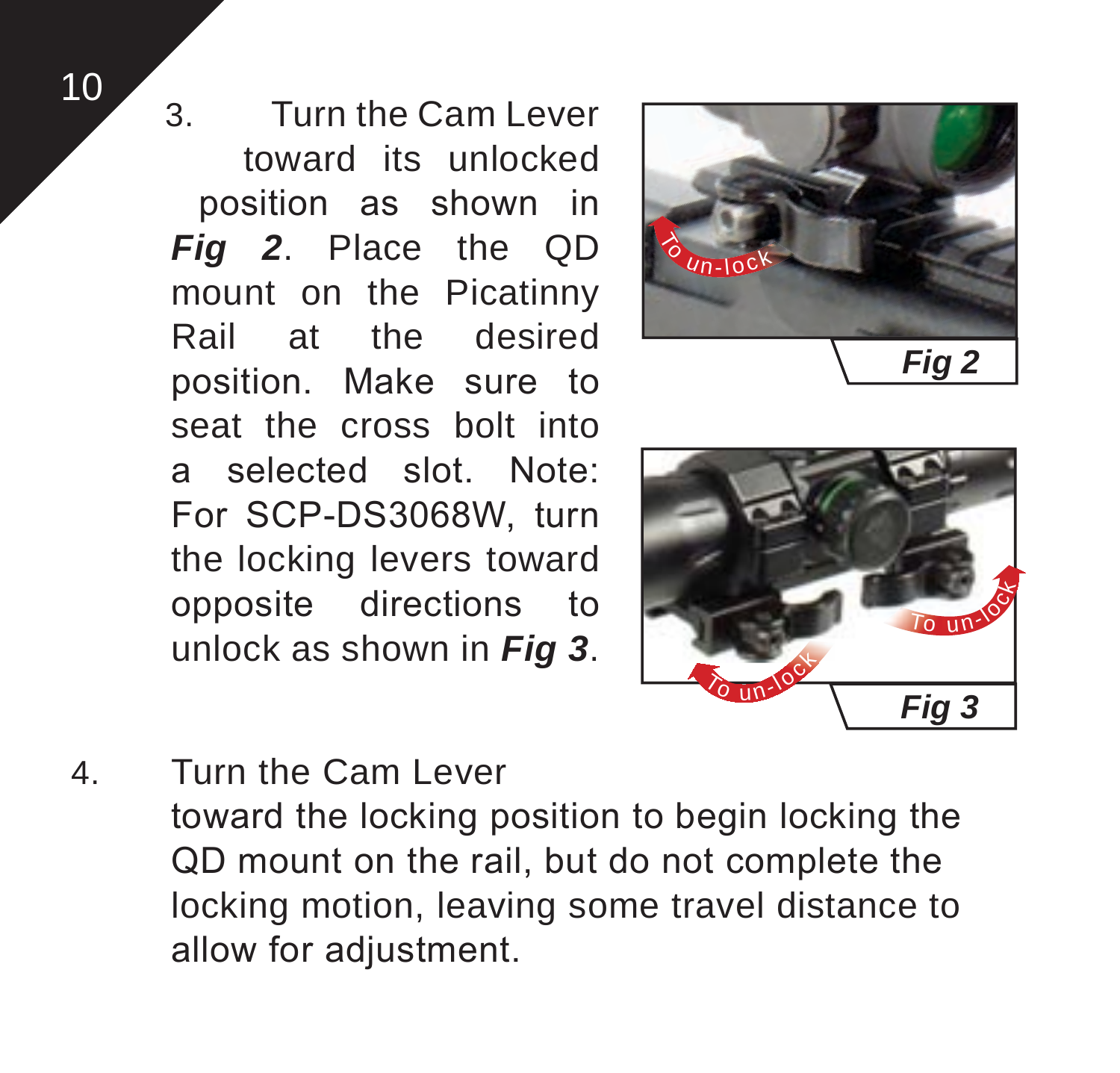3. Turn the Cam Lever toward its unlocked position as shown in ***Fig 2***. Place the QD mount on the Picatinny Rail at the desired position. Make sure to seat the cross bolt into a selected slot. Note: For SCP-DS3068W, turn the locking levers toward opposite directions to unlock as shown in ***Fig 3***.

To un-lock

***Fig 2***

To un-lock

To un-lock

***Fig 3***

4. Turn the Cam Lever toward the locking position to begin locking the QD mount on the rail, but do not complete the locking motion, leaving some travel distance to allow for adjustment.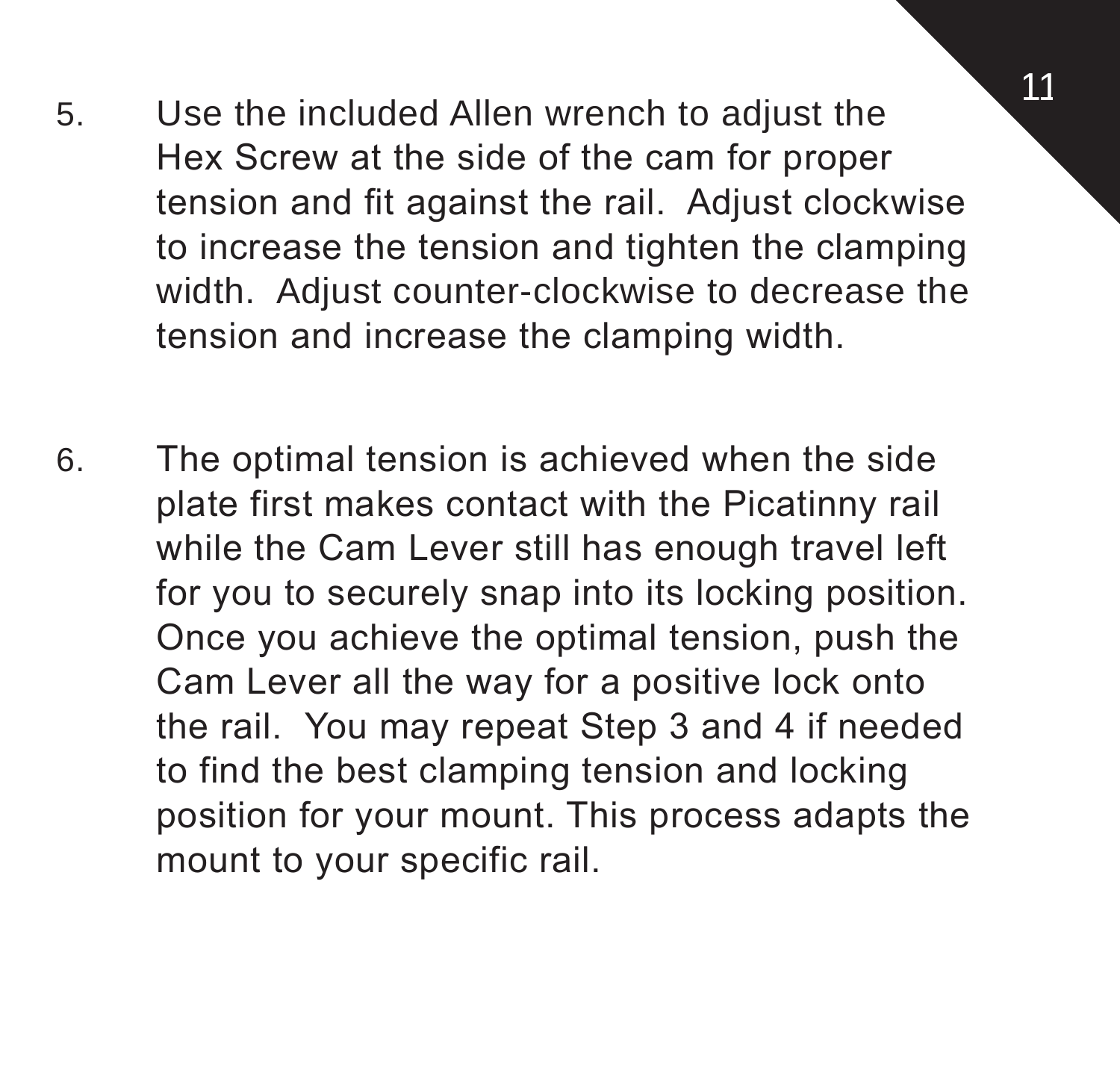5. Use the included Allen wrench to adjust the Hex Screw at the side of the cam for proper tension and fit against the rail.  Adjust clockwise to increase the tension and tighten the clamping width.  Adjust counter-clockwise to decrease the tension and increase the clamping width.

6. The optimal tension is achieved when the side plate first makes contact with the Picatinny rail while the Cam Lever still has enough travel left for you to securely snap into its locking position. Once you achieve the optimal tension, push the Cam Lever all the way for a positive lock onto the rail.  You may repeat Step 3 and 4 if needed to find the best clamping tension and locking position for your mount. This process adapts the mount to your specific rail.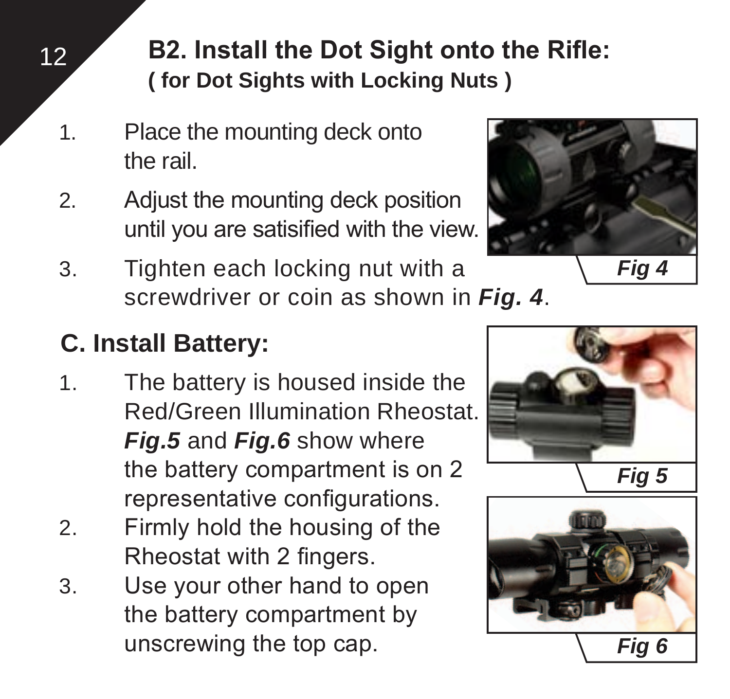## B2. Install the Dot Sight onto the Rifle:
### ( for Dot Sights with Locking Nuts )

1. Place the mounting deck onto the rail.
2. Adjust the mounting deck position until you are satisified with the view.
3. Tighten each locking nut with a screwdriver or coin as shown in ***Fig. 4***.

***Fig 4***

## C. Install Battery:

1. The battery is housed inside the Red/Green Illumination Rheostat. ***Fig.5*** and ***Fig.6*** show where the battery compartment is on 2 representative configurations.
2. Firmly hold the housing of the Rheostat with 2 fingers.
3. Use your other hand to open the battery compartment by unscrewing the top cap.

***Fig 5***

***Fig 6***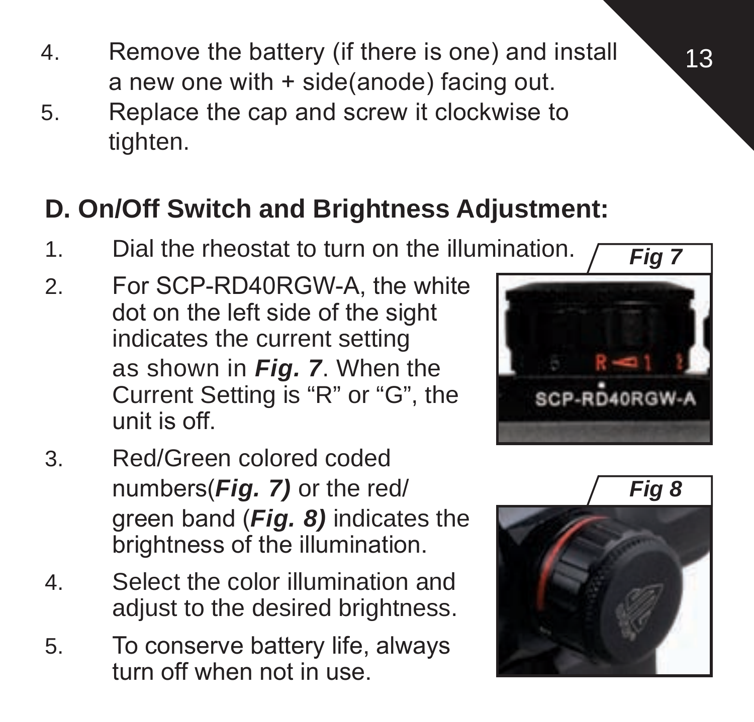4. Remove the battery (if there is one) and install a new one with + side(anode) facing out.
5. Replace the cap and screw it clockwise to tighten.

## D. On/Off Switch and Brightness Adjustment:

1. Dial the rheostat to turn on the illumination.
2. For SCP-RD40RGW-A, the white dot on the left side of the sight indicates the current setting as shown in ***Fig. 7***. When the Current Setting is "R" or "G", the unit is off.
3. Red/Green colored coded numbers(***Fig. 7)*** or the red/ green band (***Fig. 8)*** indicates the brightness of the illumination.
4. Select the color illumination and adjust to the desired brightness.
5. To conserve battery life, always turn off when not in use.

***Fig 7***

***Fig 8***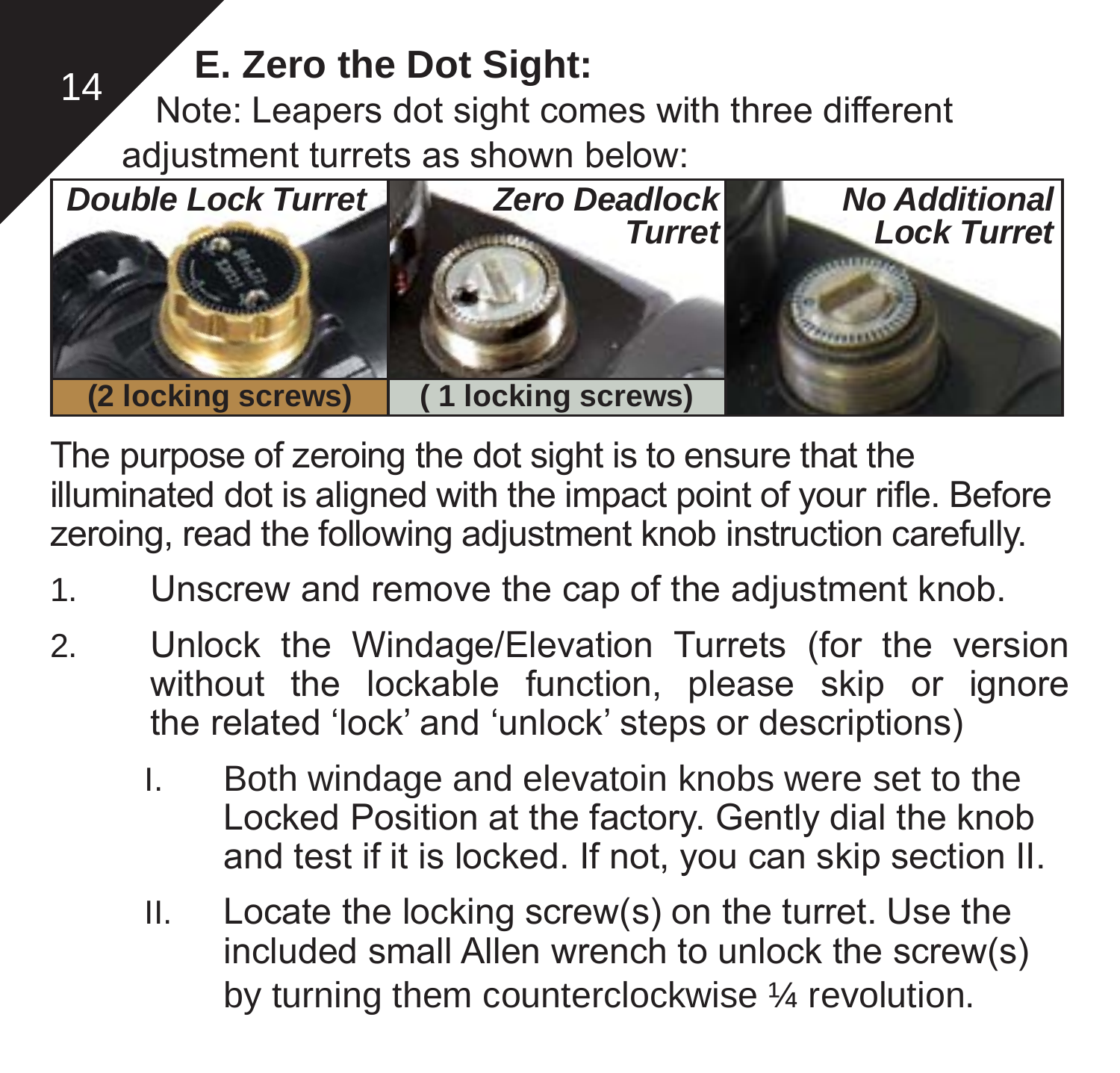## E. Zero the Dot Sight:

Note: Leapers dot sight comes with three different adjustment turrets as shown below:

| *Double Lock Turret* | *Zero Deadlock Turret* | *No Additional Lock Turret* |
|---|---|---|
| **(2 locking screws)** | **( 1 locking screws)** | |

The purpose of zeroing the dot sight is to ensure that the illuminated dot is aligned with the impact point of your rifle. Before zeroing, read the following adjustment knob instruction carefully.

1. Unscrew and remove the cap of the adjustment knob.
2. Unlock the Windage/Elevation Turrets (for the version without the lockable function, please skip or ignore the related 'lock' and 'unlock' steps or descriptions)
   I. Both windage and elevatoin knobs were set to the Locked Position at the factory. Gently dial the knob and test if it is locked. If not, you can skip section II.
   II. Locate the locking screw(s) on the turret. Use the included small Allen wrench to unlock the screw(s) by turning them counterclockwise ¼ revolution.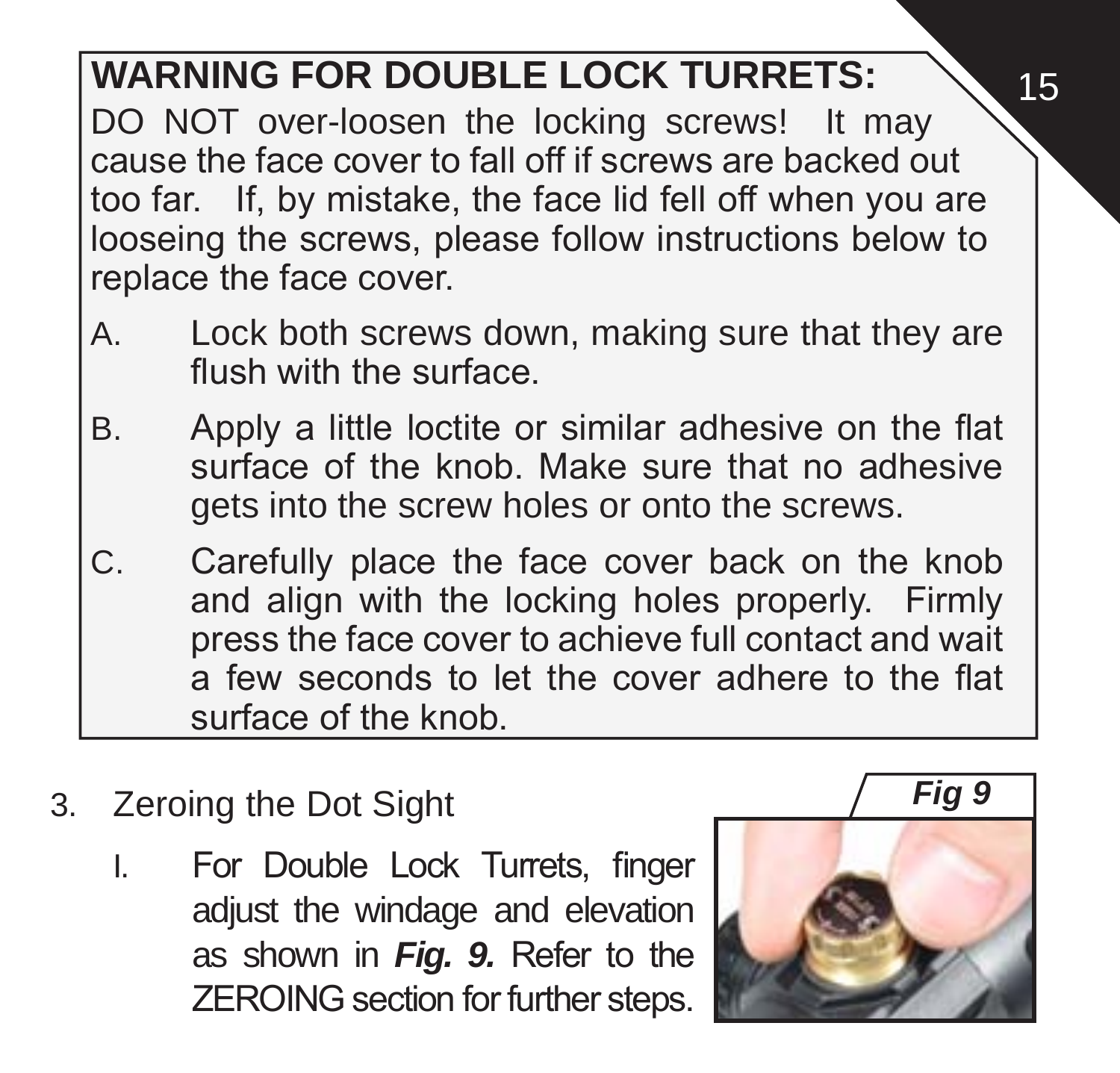**WARNING FOR DOUBLE LOCK TURRETS:**

DO NOT over-loosen the locking screws! It may cause the face cover to fall off if screws are backed out too far. If, by mistake, the face lid fell off when you are looseing the screws, please follow instructions below to replace the face cover.

A. Lock both screws down, making sure that they are flush with the surface.

B. Apply a little loctite or similar adhesive on the flat surface of the knob. Make sure that no adhesive gets into the screw holes or onto the screws.

C. Carefully place the face cover back on the knob and align with the locking holes properly. Firmly press the face cover to achieve full contact and wait a few seconds to let the cover adhere to the flat surface of the knob.

3. Zeroing the Dot Sight

   I. For Double Lock Turrets, finger adjust the windage and elevation as shown in ***Fig. 9.*** Refer to the ZEROING section for further steps.

***Fig 9***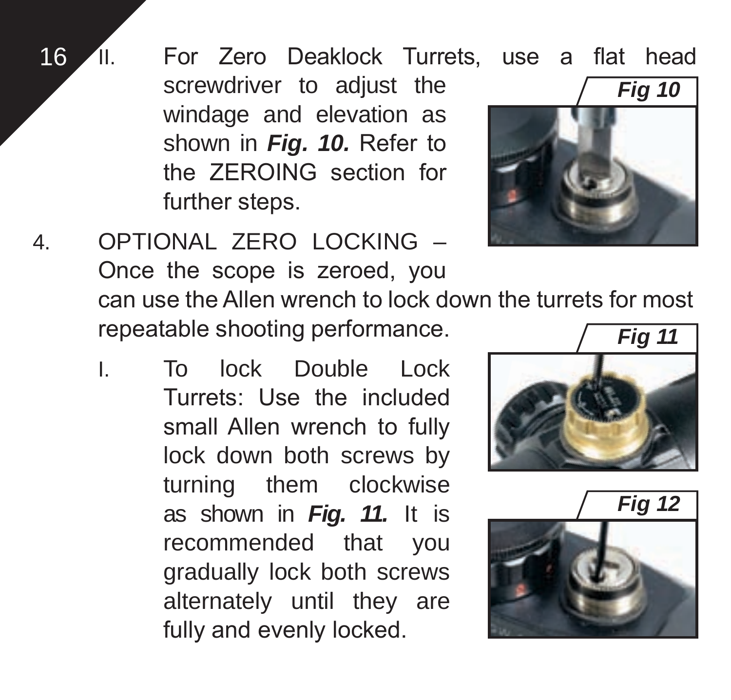II. For Zero Deaklock Turrets, use a flat head screwdriver to adjust the windage and elevation as shown in ***Fig. 10.*** Refer to the ZEROING section for further steps.

***Fig 10***

4. OPTIONAL ZERO LOCKING – Once the scope is zeroed, you can use the Allen wrench to lock down the turrets for most repeatable shooting performance.

   I. To lock Double Lock Turrets: Use the included small Allen wrench to fully lock down both screws by turning them clockwise as shown in ***Fig. 11.*** It is recommended that you gradually lock both screws alternately until they are fully and evenly locked.

***Fig 11***

***Fig 12***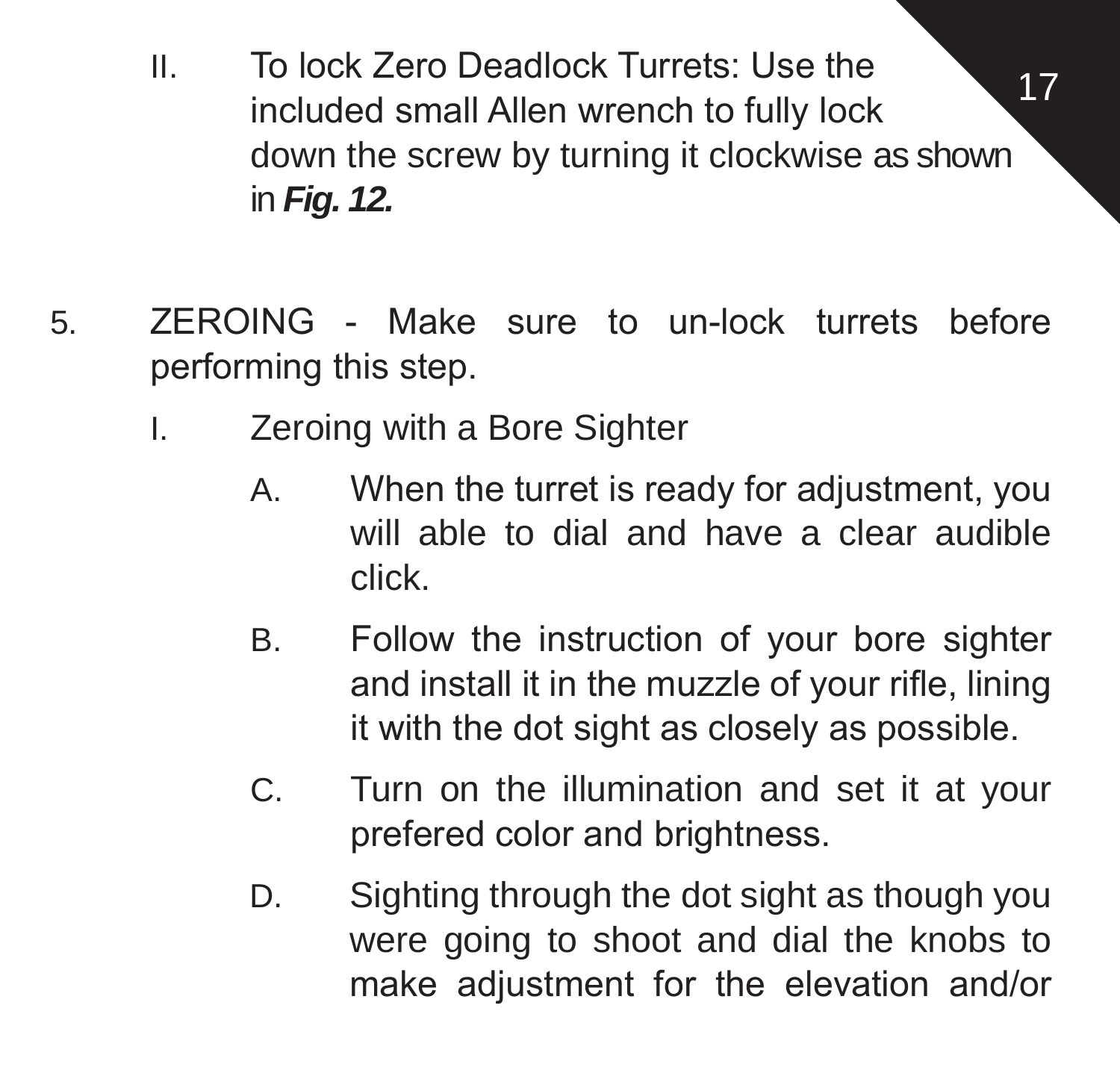II. To lock Zero Deadlock Turrets: Use the included small Allen wrench to fully lock down the screw by turning it clockwise as shown in ***Fig. 12.***

5. ZEROING - Make sure to un-lock turrets before performing this step.

   I. Zeroing with a Bore Sighter

      A. When the turret is ready for adjustment, you will able to dial and have a clear audible click.

      B. Follow the instruction of your bore sighter and install it in the muzzle of your rifle, lining it with the dot sight as closely as possible.

      C. Turn on the illumination and set it at your prefered color and brightness.

      D. Sighting through the dot sight as though you were going to shoot and dial the knobs to make adjustment for the elevation and/or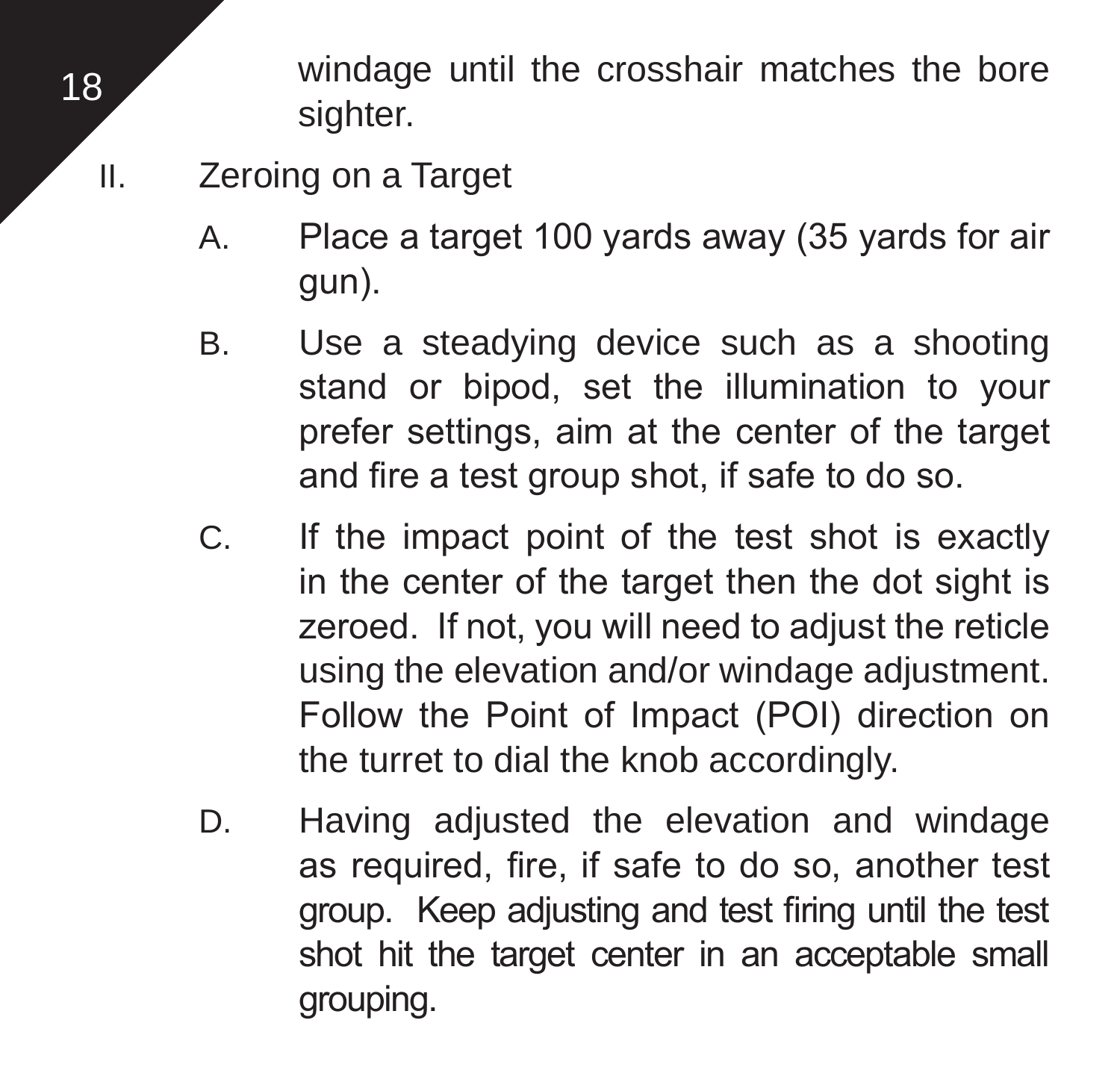windage until the crosshair matches the bore sighter.

II. Zeroing on a Target

A. Place a target 100 yards away (35 yards for air gun).

B. Use a steadying device such as a shooting stand or bipod, set the illumination to your prefer settings, aim at the center of the target and fire a test group shot, if safe to do so.

C. If the impact point of the test shot is exactly in the center of the target then the dot sight is zeroed. If not, you will need to adjust the reticle using the elevation and/or windage adjustment. Follow the Point of Impact (POI) direction on the turret to dial the knob accordingly.

D. Having adjusted the elevation and windage as required, fire, if safe to do so, another test group. Keep adjusting and test firing until the test shot hit the target center in an acceptable small grouping.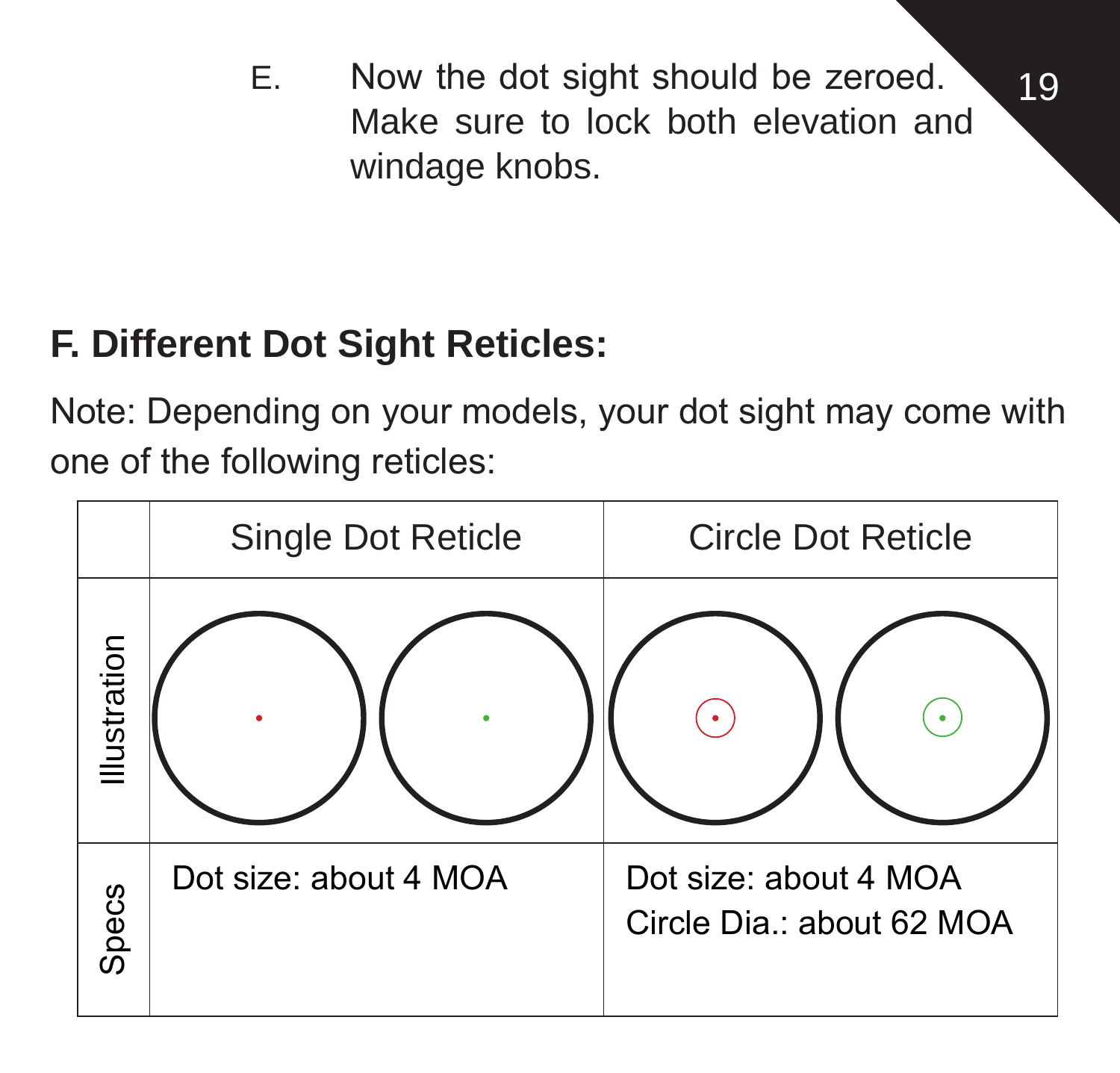E. Now the dot sight should be zeroed. Make sure to lock both elevation and windage knobs.

## F. Different Dot Sight Reticles:

Note: Depending on your models, your dot sight may come with one of the following reticles:

| | Single Dot Reticle | Circle Dot Reticle |
|---|---|---|
| Illustration | | |
| Specs | Dot size: about 4 MOA | Dot size: about 4 MOA<br>Circle Dia.: about 62 MOA |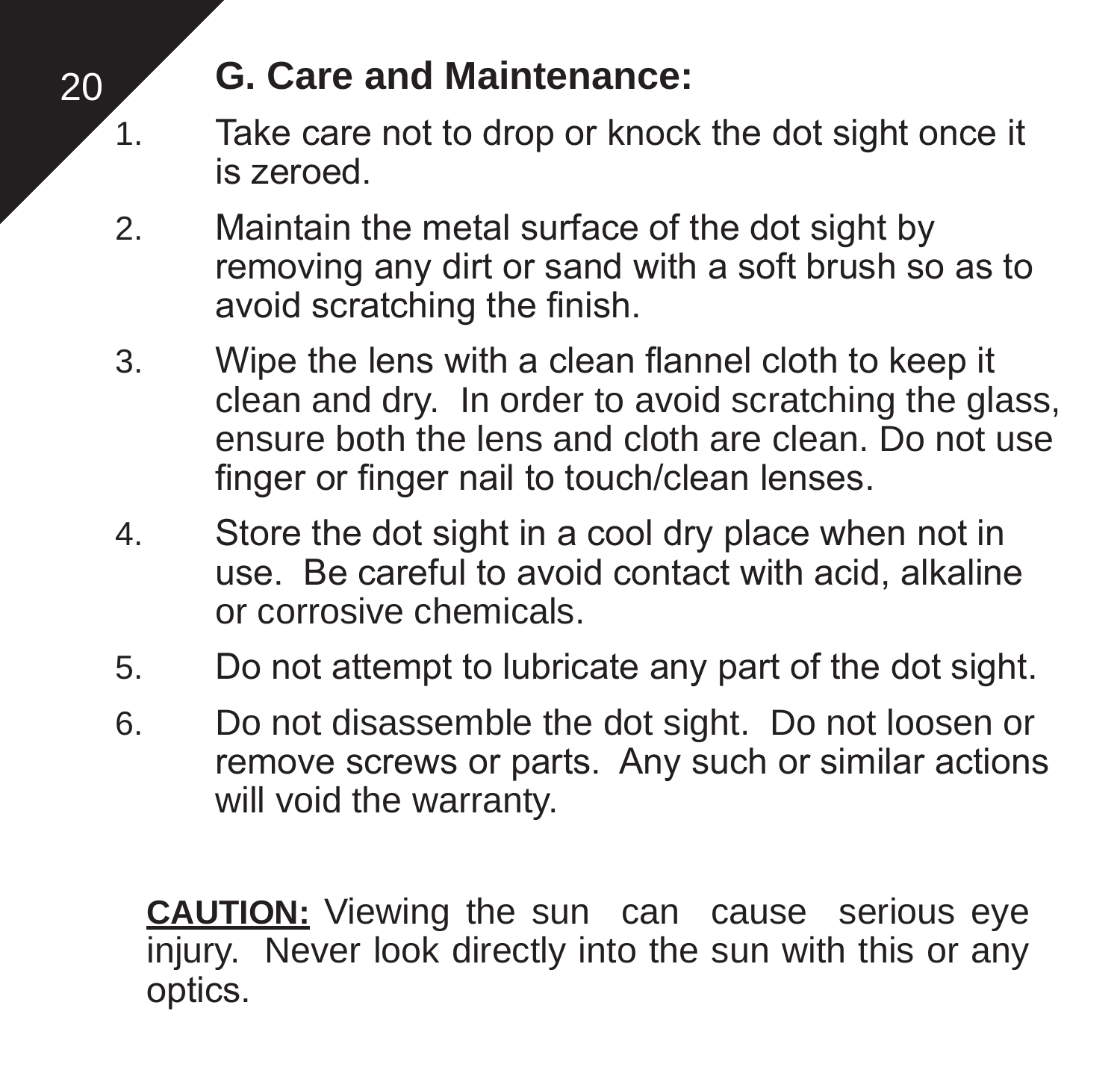## G. Care and Maintenance:

1. Take care not to drop or knock the dot sight once it is zeroed.
2. Maintain the metal surface of the dot sight by removing any dirt or sand with a soft brush so as to avoid scratching the finish.
3. Wipe the lens with a clean flannel cloth to keep it clean and dry. In order to avoid scratching the glass, ensure both the lens and cloth are clean. Do not use finger or finger nail to touch/clean lenses.
4. Store the dot sight in a cool dry place when not in use. Be careful to avoid contact with acid, alkaline or corrosive chemicals.
5. Do not attempt to lubricate any part of the dot sight.
6. Do not disassemble the dot sight. Do not loosen or remove screws or parts. Any such or similar actions will void the warranty.

**CAUTION:** Viewing the sun can cause serious eye injury. Never look directly into the sun with this or any optics.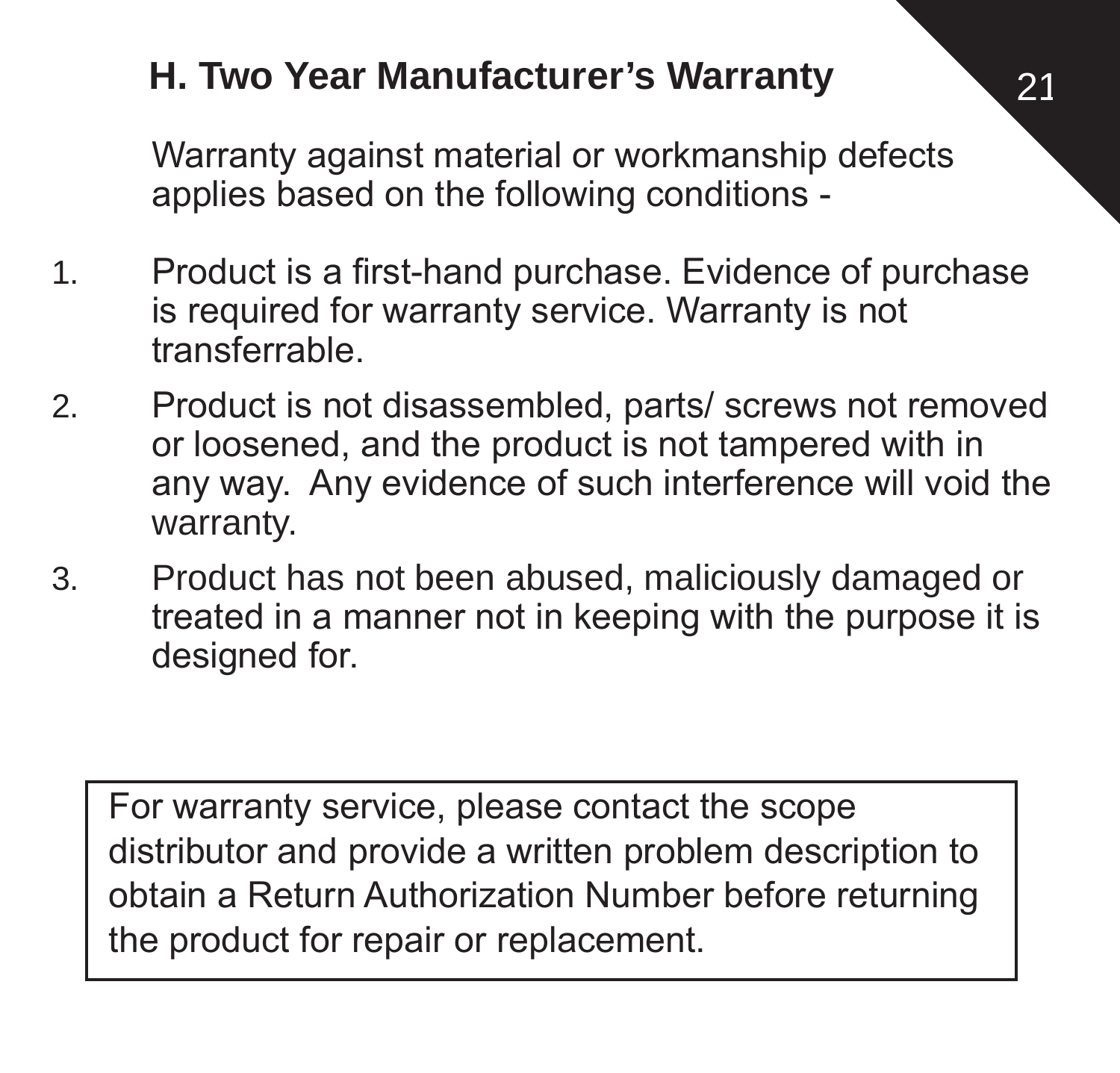## H. Two Year Manufacturer's Warranty

Warranty against material or workmanship defects applies based on the following conditions -

1. Product is a first-hand purchase. Evidence of purchase is required for warranty service. Warranty is not transferrable.
2. Product is not disassembled, parts/ screws not removed or loosened, and the product is not tampered with in any way. Any evidence of such interference will void the warranty.
3. Product has not been abused, maliciously damaged or treated in a manner not in keeping with the purpose it is designed for.

For warranty service, please contact the scope distributor and provide a written problem description to obtain a Return Authorization Number before returning the product for repair or replacement.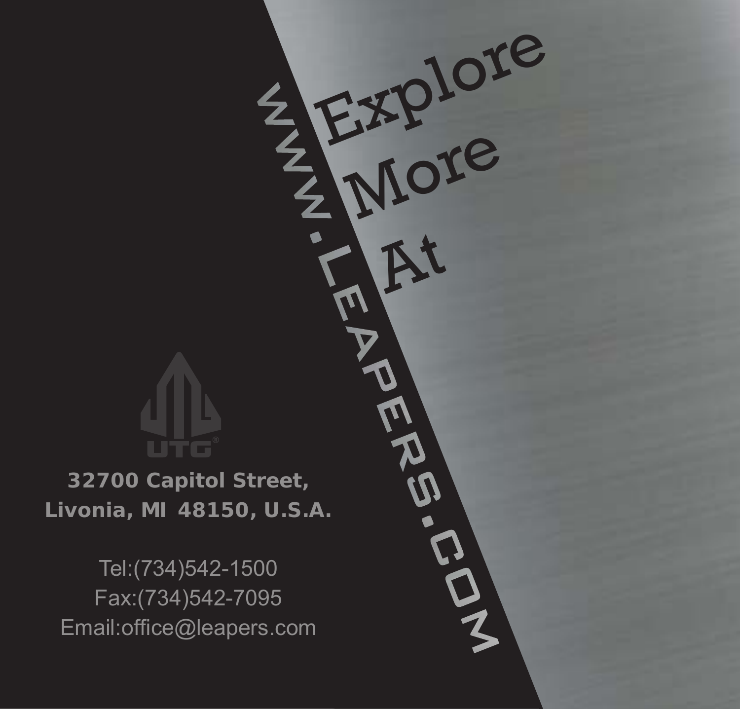Explore More At

WWW.LEAPERS.COM

UTG®

**32700 Capitol Street,**
**Livonia, MI 48150, U.S.A.**

Tel:(734)542-1500
Fax:(734)542-7095
Email:office@leapers.com